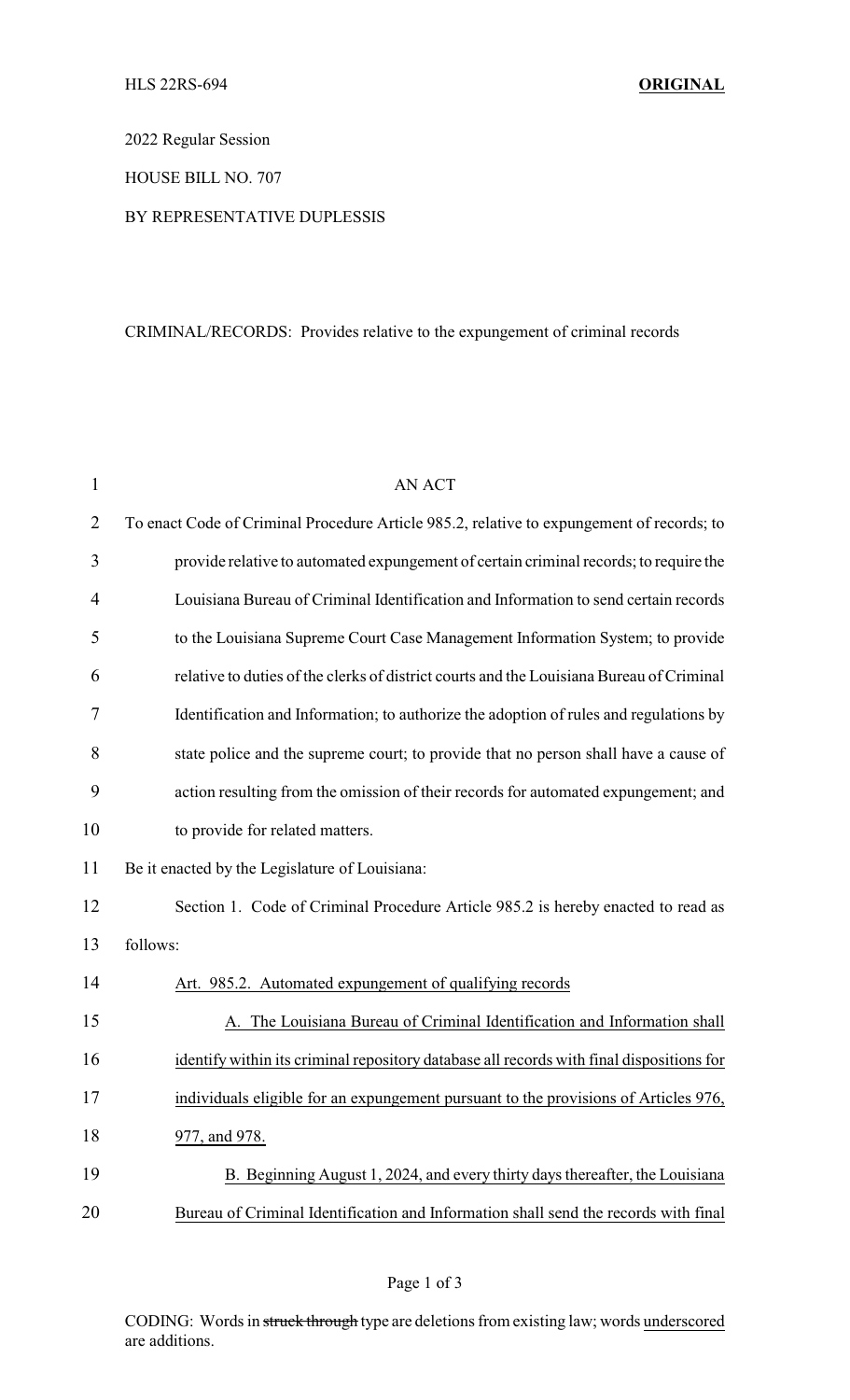HLS 22RS-694 **ORIGINAL**

2022 Regular Session

HOUSE BILL NO. 707

BY REPRESENTATIVE DUPLESSIS

CRIMINAL/RECORDS: Provides relative to the expungement of criminal records

AN ACT

To enact Code of Criminal Procedure Article 985.2, relative to expungement of records; to provide relative to automated expungement of certain criminal records; to require the Louisiana Bureau of Criminal Identification and Information to send certain records to the Louisiana Supreme Court Case Management Information System; to provide relative to duties of the clerks of district courts and the Louisiana Bureau of Criminal Identification and Information; to authorize the adoption of rules and regulations by state police and the supreme court; to provide that no person shall have a cause of action resulting from the omission of their records for automated expungement; and to provide for related matters.

Be it enacted by the Legislature of Louisiana:

Section 1. Code of Criminal Procedure Article 985.2 is hereby enacted to read as follows:

<u>Art. 985.2. Automated expungement of qualifying records</u>

<u>A. The Louisiana Bureau of Criminal Identification and Information shall identify within its criminal repository database all records with final dispositions for individuals eligible for an expungement pursuant to the provisions of Articles 976, 977, and 978.</u>

<u>B. Beginning August 1, 2024, and every thirty days thereafter, the Louisiana Bureau of Criminal Identification and Information shall send the records with final</u>

CODING: Words in ~~struck through~~ type are deletions from existing law; words <u>underscored</u> are additions.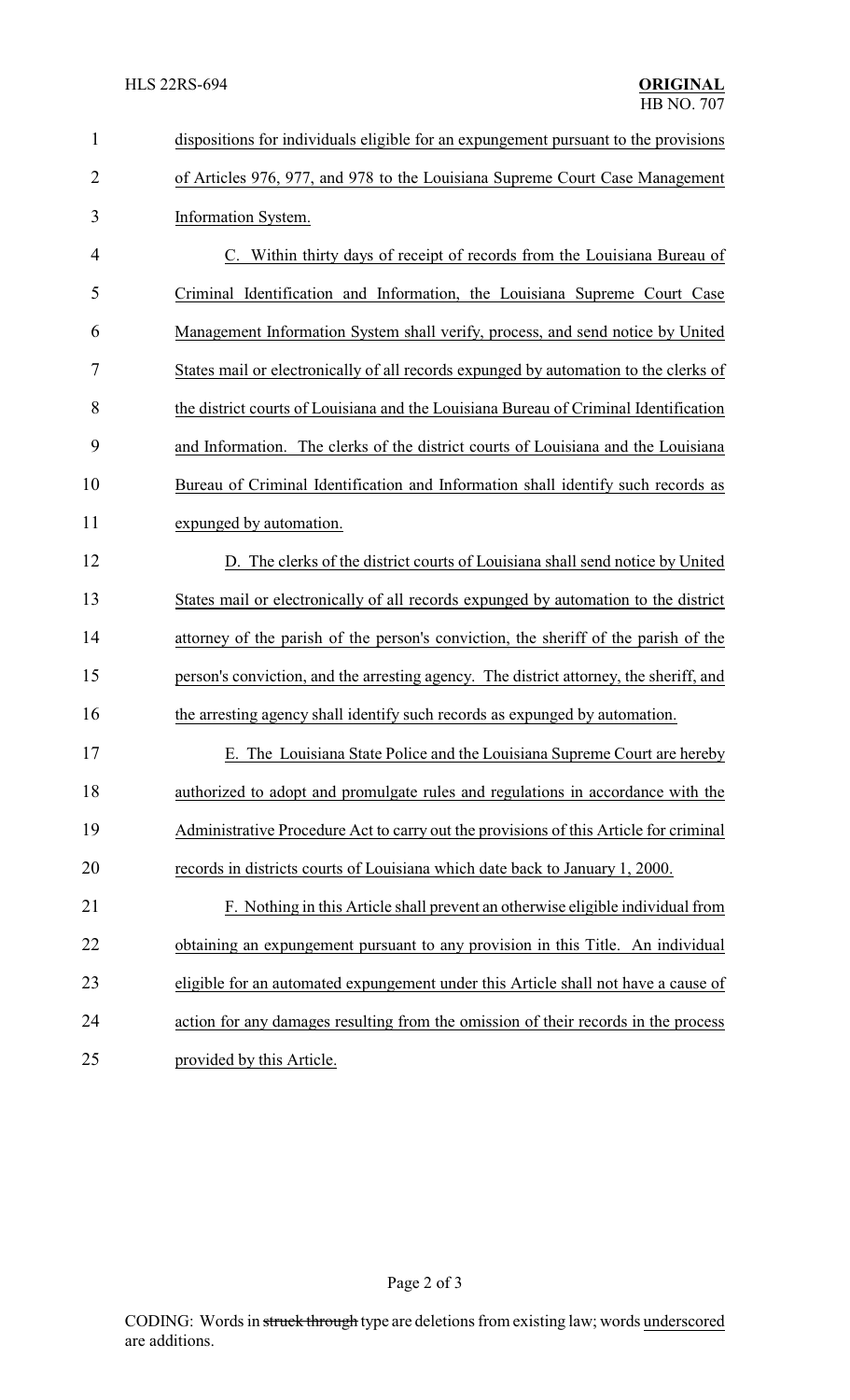dispositions for individuals eligible for an expungement pursuant to the provisions of Articles 976, 977, and 978 to the Louisiana Supreme Court Case Management Information System.

C. Within thirty days of receipt of records from the Louisiana Bureau of Criminal Identification and Information, the Louisiana Supreme Court Case Management Information System shall verify, process, and send notice by United States mail or electronically of all records expunged by automation to the clerks of the district courts of Louisiana and the Louisiana Bureau of Criminal Identification and Information. The clerks of the district courts of Louisiana and the Louisiana Bureau of Criminal Identification and Information shall identify such records as expunged by automation.

D. The clerks of the district courts of Louisiana shall send notice by United States mail or electronically of all records expunged by automation to the district attorney of the parish of the person's conviction, the sheriff of the parish of the person's conviction, and the arresting agency. The district attorney, the sheriff, and the arresting agency shall identify such records as expunged by automation.

E. The Louisiana State Police and the Louisiana Supreme Court are hereby authorized to adopt and promulgate rules and regulations in accordance with the Administrative Procedure Act to carry out the provisions of this Article for criminal records in districts courts of Louisiana which date back to January 1, 2000.

F. Nothing in this Article shall prevent an otherwise eligible individual from obtaining an expungement pursuant to any provision in this Title. An individual eligible for an automated expungement under this Article shall not have a cause of action for any damages resulting from the omission of their records in the process provided by this Article.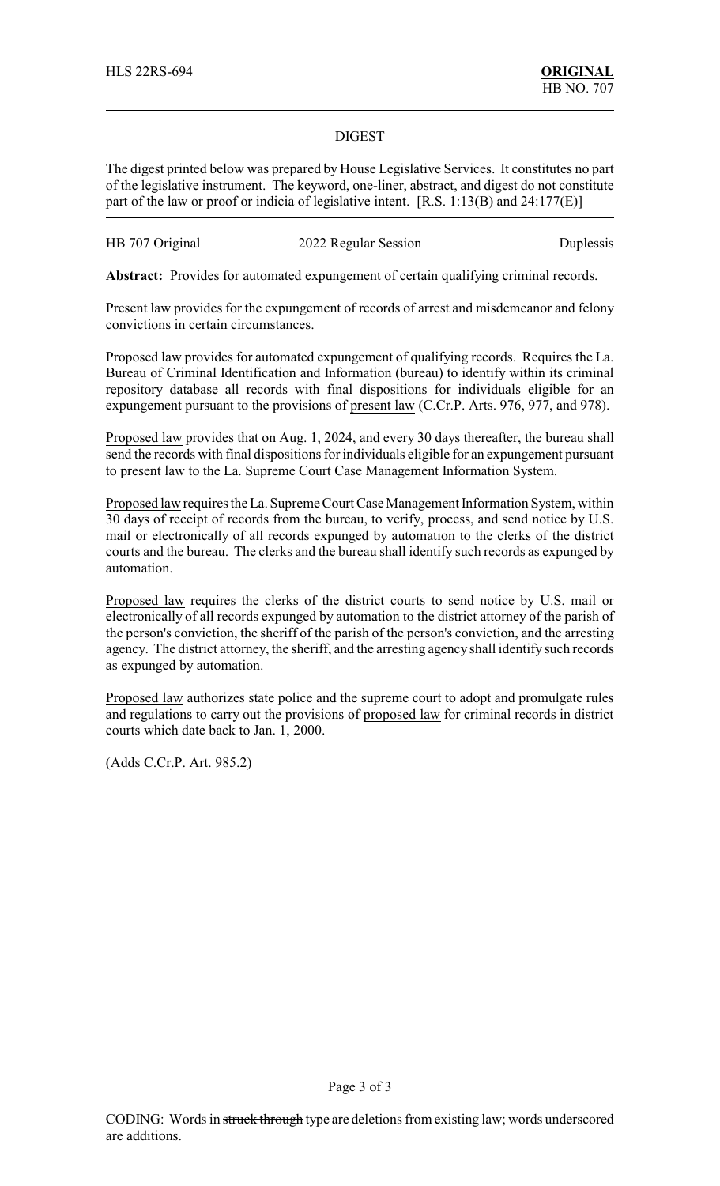HLS 22RS-694 **ORIGINAL**
HB NO. 707

## DIGEST

The digest printed below was prepared by House Legislative Services. It constitutes no part of the legislative instrument. The keyword, one-liner, abstract, and digest do not constitute part of the law or proof or indicia of legislative intent. [R.S. 1:13(B) and 24:177(E)]

HB 707 Original 2022 Regular Session Duplessis

**Abstract:** Provides for automated expungement of certain qualifying criminal records.

Present law provides for the expungement of records of arrest and misdemeanor and felony convictions in certain circumstances.

Proposed law provides for automated expungement of qualifying records. Requires the La. Bureau of Criminal Identification and Information (bureau) to identify within its criminal repository database all records with final dispositions for individuals eligible for an expungement pursuant to the provisions of present law (C.Cr.P. Arts. 976, 977, and 978).

Proposed law provides that on Aug. 1, 2024, and every 30 days thereafter, the bureau shall send the records with final dispositions for individuals eligible for an expungement pursuant to present law to the La. Supreme Court Case Management Information System.

Proposed law requires the La. Supreme Court Case Management Information System, within 30 days of receipt of records from the bureau, to verify, process, and send notice by U.S. mail or electronically of all records expunged by automation to the clerks of the district courts and the bureau. The clerks and the bureau shall identify such records as expunged by automation.

Proposed law requires the clerks of the district courts to send notice by U.S. mail or electronically of all records expunged by automation to the district attorney of the parish of the person's conviction, the sheriff of the parish of the person's conviction, and the arresting agency. The district attorney, the sheriff, and the arresting agency shall identify such records as expunged by automation.

Proposed law authorizes state police and the supreme court to adopt and promulgate rules and regulations to carry out the provisions of proposed law for criminal records in district courts which date back to Jan. 1, 2000.

(Adds C.Cr.P. Art. 985.2)

CODING: Words in ~~struck through~~ type are deletions from existing law; words underscored are additions.